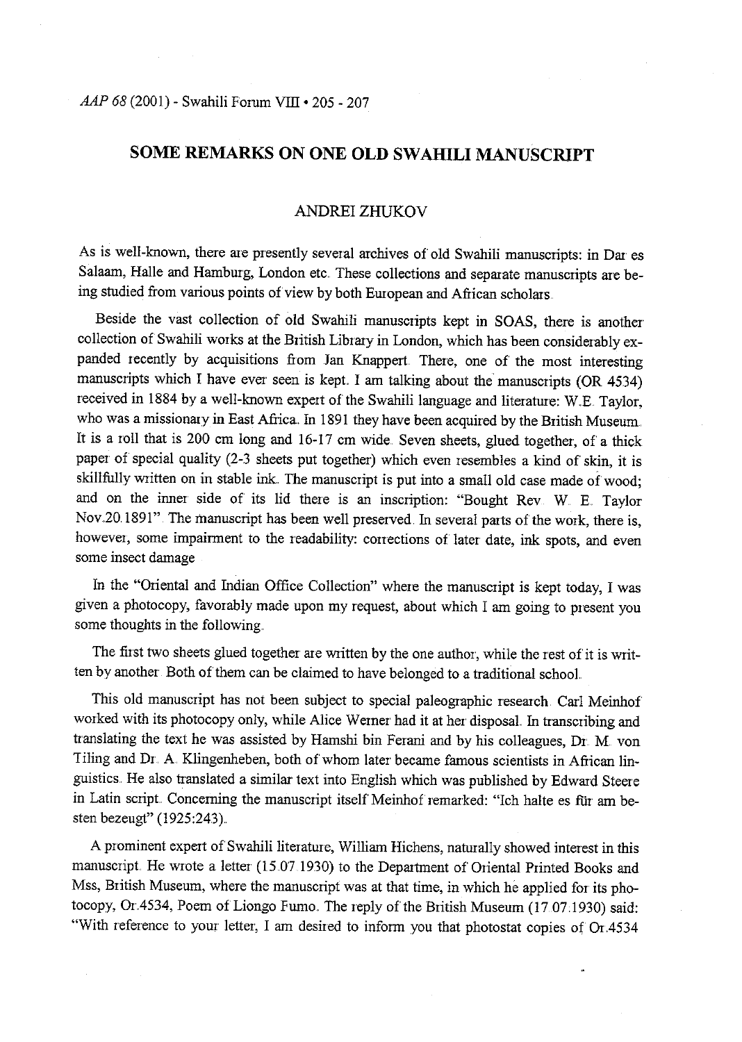# SOME REMARKS ON ONE OLD SWAHILI MANUSCRIPT

## ANDREI ZHUKOV

As is well-known, there are presently several archives of old Swahili manuscripts: in Dar es Salaam, Halle and Hamburg, London etc. These collections and separate manuscripts are being studied from various points of view by both European and African scholars.

Beside the vast collection of old Swahili manuscripts kept in SOAS, there is another collection of Swahili works at the British Library in London, which has been considerably expanded recently by acquisitions from Jan Knappert. There, one of the most interesting manuscripts which I have ever seen is kept. I am talking about the manuscripts (OR 4534) received in 1884 by a well-known expert of the Swahili language and literature: W.E. Taylor, who was a missionary in East Africa. In 1891 they have been acquired by the British Museum. It is a roll that is 200 cm long and 16-17 cm wide. Seven sheets, glued together, of a thick paper of special quality (2-3 sheets put together) which even resembles a kind of skin, it is skillfully written on in stable ink. The manuscript is put into a small old case made of wood; and on the inner side of its lid there is an inscription: "Bought Rev. W. E. Taylor Nov.20.1891". The manuscript has been well preserved. In several parts of the work, there is, however, some impairment to the readability: corrections of later date, ink spots, and even some insect damage.

In the "Oriental and Indian Office Collection" where the manuscript is kept today, I was given a photocopy, favorably made upon my request, about which I am going to present you some thoughts in the following.

The first two sheets glued together are written by the one author, while the rest of it is written by another. Both of them can be claimed to have belonged to a traditional school.

This old manuscript has not been subject to special paleographic research. Carl Meinhof worked with its photocopy only, while Alice Werner had it at her disposal. In transcribing and translating the text he was assisted by Hamshi bin Ferani and by his colleagues, Dr. M. von Tiling and Dr. A. Klingenheben, both of whom later became famous scientists in African linguistics. He also translated a similar text into English which was published by Edward Steere in Latin script. Concerning the manuscript itself Meinhof remarked: "Ich halte es für am besten bezeugt" (1925:243).

A prominent expert of Swahili literature, William Hichens, naturally showed interest in this manuscript. He wrote a letter (15.07.1930) to the Department of Oriental Printed Books and Mss, British Museum, where the manuscript was at that time, in which he applied for its photocopy, Or.4534, Poem of Liongo Fumo. The reply of the British Museum (17.07.1930) said: "With reference to your letter, I am desired to inform you that photostat copies of Or.4534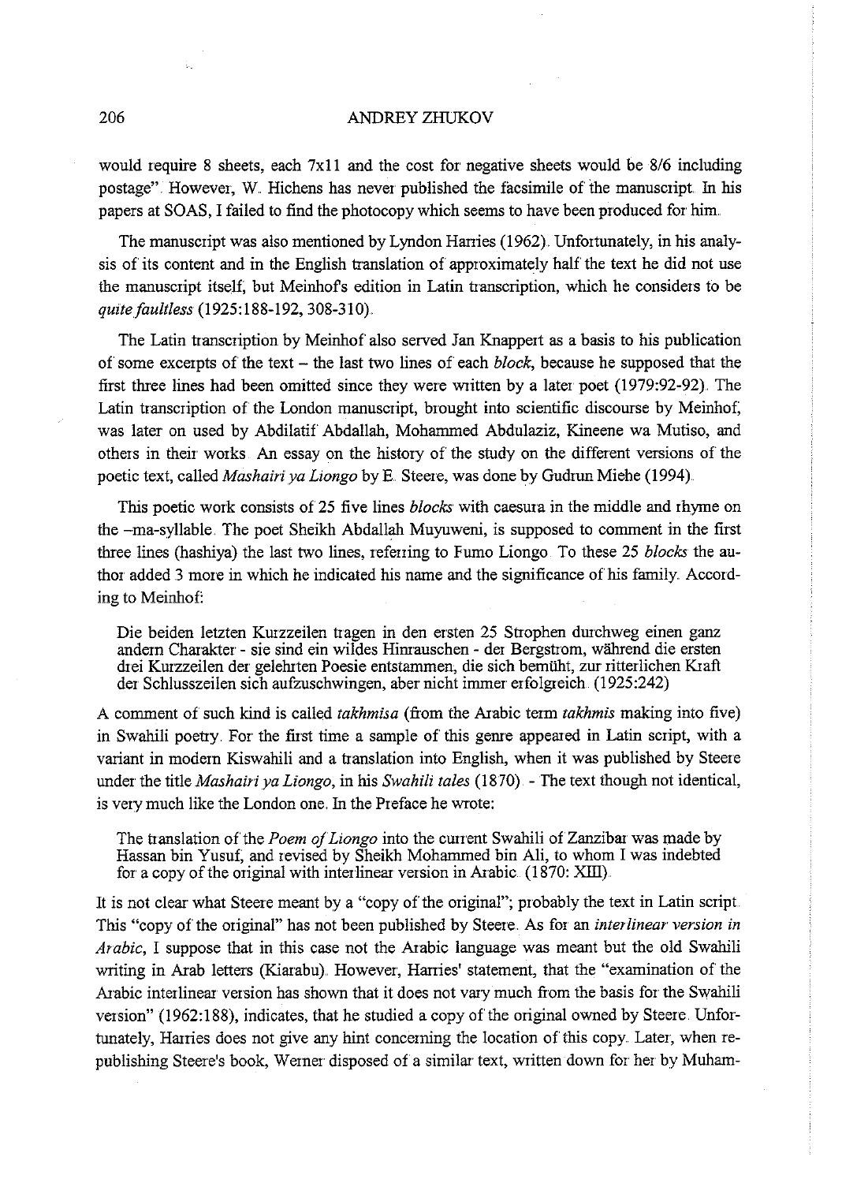would require 8 sheets, each 7x11 and the cost for negative sheets would be 8/6 including postage". However, W. Hichens has never published the facsimile of the manuscript. In his papers at SOAS, I failed to find the photocopy which seems to have been produced for him.

The manuscript was also mentioned by Lyndon Harries (1962). Unfortunately, in his analysis of its content and in the English translation of approximately half the text he did not use the manuscript itself, but Meinhof's edition in Latin transcription, which he considers to be *quite faultless* (1925:188-192, 308-310).

The Latin transcription by Meinhof also served Jan Knappert as a basis to his publication of some excerpts of the text – the last two lines of each *block*, because he supposed that the first three lines had been omitted since they were written by a later poet (1979:92-92). The Latin transcription of the London manuscript, brought into scientific discourse by Meinhof, was later on used by Abdilatif Abdallah, Mohammed Abdulaziz, Kineene wa Mutiso, and others in their works. An essay on the history of the study on the different versions of the poetic text, called *Mashairi ya Liongo* by E. Steere, was done by Gudrun Miehe (1994).

This poetic work consists of 25 five lines *blocks* with caesura in the middle and rhyme on the –ma-syllable. The poet Sheikh Abdallah Muyuweni, is supposed to comment in the first three lines (hashiya) the last two lines, referring to Fumo Liongo. To these 25 *blocks* the author added 3 more in which he indicated his name and the significance of his family. According to Meinhof:

> Die beiden letzten Kurzzeilen tragen in den ersten 25 Strophen durchweg einen ganz andern Charakter - sie sind ein wildes Hinrauschen - der Bergstrom, während die ersten drei Kurzzeilen der gelehrten Poesie entstammen, die sich bemüht, zur ritterlichen Kraft der Schlusszeilen sich aufzuschwingen, aber nicht immer erfolgreich. (1925:242)

A comment of such kind is called *takhmisa* (from the Arabic term *takhmis* making into five) in Swahili poetry. For the first time a sample of this genre appeared in Latin script, with a variant in modern Kiswahili and a translation into English, when it was published by Steere under the title *Mashairi ya Liongo*, in his *Swahili tales* (1870). - The text though not identical, is very much like the London one. In the Preface he wrote:

> The translation of the *Poem of Liongo* into the current Swahili of Zanzibar was made by Hassan bin Yusuf, and revised by Sheikh Mohammed bin Ali, to whom I was indebted for a copy of the original with interlinear version in Arabic. (1870: XIII).

It is not clear what Steere meant by a "copy of the original"; probably the text in Latin script. This "copy of the original" has not been published by Steere. As for an *interlinear version in Arabic*, I suppose that in this case not the Arabic language was meant but the old Swahili writing in Arab letters (Kiarabu). However, Harries' statement, that the "examination of the Arabic interlinear version has shown that it does not vary much from the basis for the Swahili version" (1962:188), indicates, that he studied a copy of the original owned by Steere. Unfortunately, Harries does not give any hint concerning the location of this copy. Later, when republishing Steere's book, Werner disposed of a similar text, written down for her by Muham-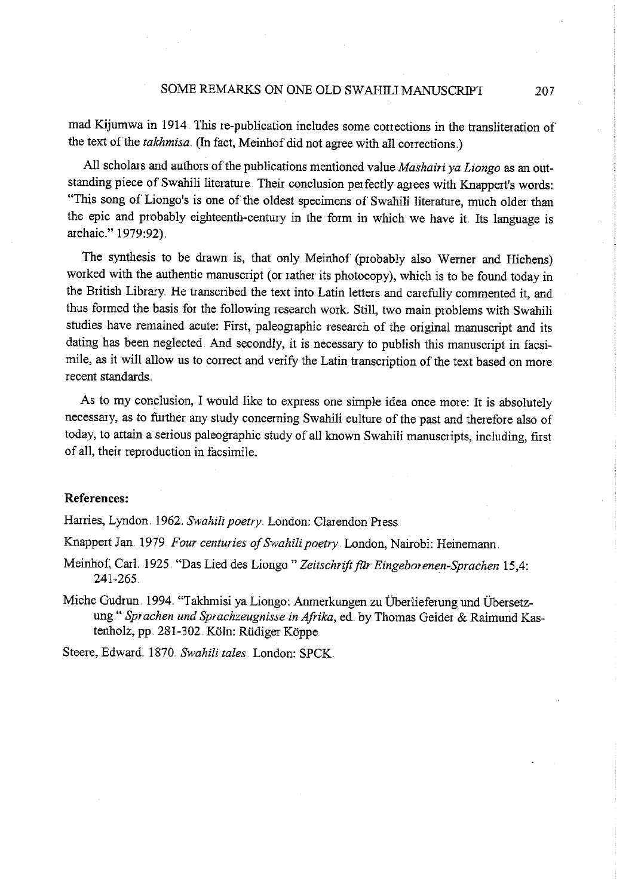mad Kijumwa in 1914. This re-publication includes some corrections in the transliteration of the text of the *takhmisa*. (In fact, Meinhof did not agree with all corrections.)

All scholars and authors of the publications mentioned value *Mashairi ya Liongo* as an outstanding piece of Swahili literature. Their conclusion perfectly agrees with Knappert's words: "This song of Liongo's is one of the oldest specimens of Swahili literature, much older than the epic and probably eighteenth-century in the form in which we have it. Its language is archaic." 1979:92).

The synthesis to be drawn is, that only Meinhof (probably also Werner and Hichens) worked with the authentic manuscript (or rather its photocopy), which is to be found today in the British Library. He transcribed the text into Latin letters and carefully commented it, and thus formed the basis for the following research work. Still, two main problems with Swahili studies have remained acute: First, paleographic research of the original manuscript and its dating has been neglected. And secondly, it is necessary to publish this manuscript in facsimile, as it will allow us to correct and verify the Latin transcription of the text based on more recent standards.

As to my conclusion, I would like to express one simple idea once more: It is absolutely necessary, as to further any study concerning Swahili culture of the past and therefore also of today, to attain a serious paleographic study of all known Swahili manuscripts, including, first of all, their reproduction in facsimile.

### References:

Harries, Lyndon. 1962. *Swahili poetry*. London: Clarendon Press.

Knappert Jan. 1979. *Four centuries of Swahili poetry*. London, Nairobi: Heinemann.

Meinhof, Carl. 1925. "Das Lied des Liongo." *Zeitschrift für Eingeborenen-Sprachen* 15,4: 241-265.

Miehe Gudrun. 1994. "Takhmisi ya Liongo: Anmerkungen zu Überlieferung und Übersetzung." *Sprachen und Sprachzeugnisse in Afrika*, ed. by Thomas Geider & Raimund Kastenholz, pp. 281-302. Köln: Rüdiger Köppe.

Steere, Edward. 1870. *Swahili tales*. London: SPCK.